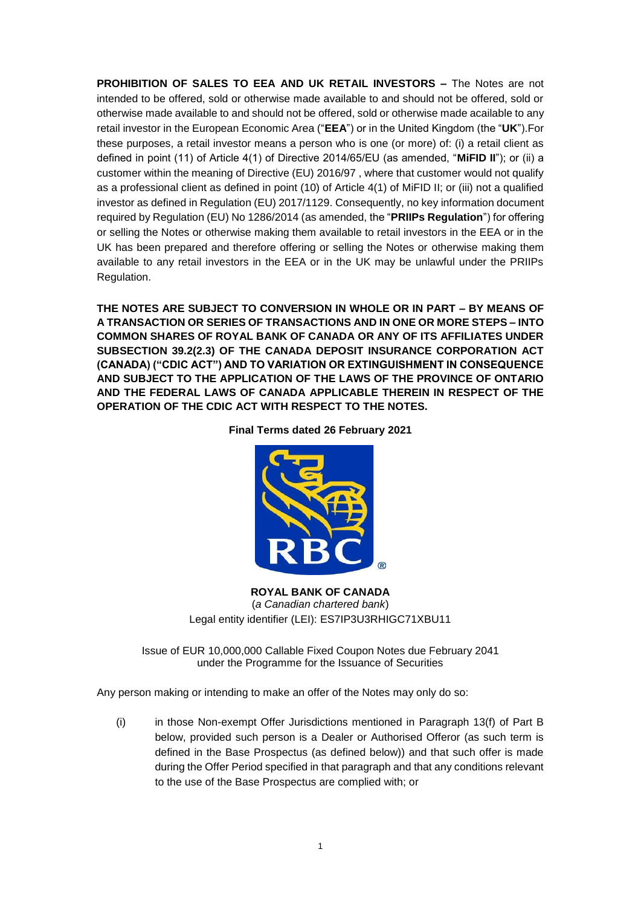**PROHIBITION OF SALES TO EEA AND UK RETAIL INVESTORS –** The Notes are not intended to be offered, sold or otherwise made available to and should not be offered, sold or otherwise made available to and should not be offered, sold or otherwise made acailable to any retail investor in the European Economic Area ("**EEA**") or in the United Kingdom (the "**UK**").For these purposes, a retail investor means a person who is one (or more) of: (i) a retail client as defined in point (11) of Article 4(1) of Directive 2014/65/EU (as amended, "**MiFID II**"); or (ii) a customer within the meaning of Directive (EU) 2016/97 , where that customer would not qualify as a professional client as defined in point (10) of Article 4(1) of MiFID II; or (iii) not a qualified investor as defined in Regulation (EU) 2017/1129. Consequently, no key information document required by Regulation (EU) No 1286/2014 (as amended, the "**PRIIPs Regulation**") for offering or selling the Notes or otherwise making them available to retail investors in the EEA or in the UK has been prepared and therefore offering or selling the Notes or otherwise making them available to any retail investors in the EEA or in the UK may be unlawful under the PRIIPs Regulation.

**THE NOTES ARE SUBJECT TO CONVERSION IN WHOLE OR IN PART – BY MEANS OF A TRANSACTION OR SERIES OF TRANSACTIONS AND IN ONE OR MORE STEPS – INTO COMMON SHARES OF ROYAL BANK OF CANADA OR ANY OF ITS AFFILIATES UNDER SUBSECTION 39.2(2.3) OF THE CANADA DEPOSIT INSURANCE CORPORATION ACT (CANADA) ("CDIC ACT") AND TO VARIATION OR EXTINGUISHMENT IN CONSEQUENCE AND SUBJECT TO THE APPLICATION OF THE LAWS OF THE PROVINCE OF ONTARIO AND THE FEDERAL LAWS OF CANADA APPLICABLE THEREIN IN RESPECT OF THE OPERATION OF THE CDIC ACT WITH RESPECT TO THE NOTES.**

**Final Terms dated 26 February 2021**

**ROYAL BANK OF CANADA**
(*a Canadian chartered bank*)
Legal entity identifier (LEI): ES7IP3U3RHIGC71XBU11

Issue of EUR 10,000,000 Callable Fixed Coupon Notes due February 2041
under the Programme for the Issuance of Securities

Any person making or intending to make an offer of the Notes may only do so:

(i) in those Non-exempt Offer Jurisdictions mentioned in Paragraph 13(f) of Part B below, provided such person is a Dealer or Authorised Offeror (as such term is defined in the Base Prospectus (as defined below)) and that such offer is made during the Offer Period specified in that paragraph and that any conditions relevant to the use of the Base Prospectus are complied with; or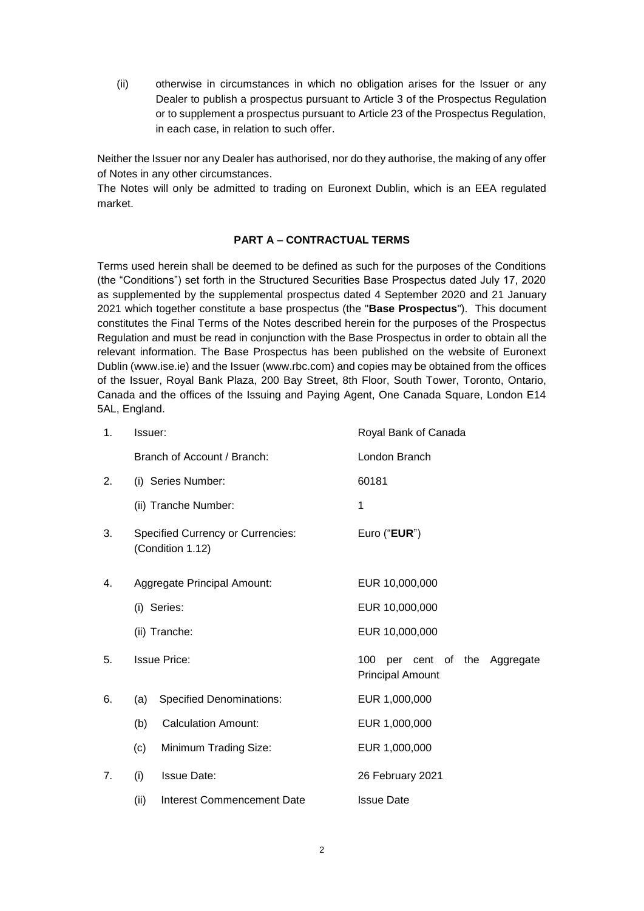(ii) otherwise in circumstances in which no obligation arises for the Issuer or any Dealer to publish a prospectus pursuant to Article 3 of the Prospectus Regulation or to supplement a prospectus pursuant to Article 23 of the Prospectus Regulation, in each case, in relation to such offer.

Neither the Issuer nor any Dealer has authorised, nor do they authorise, the making of any offer of Notes in any other circumstances.

The Notes will only be admitted to trading on Euronext Dublin, which is an EEA regulated market.

## PART A – CONTRACTUAL TERMS

Terms used herein shall be deemed to be defined as such for the purposes of the Conditions (the "Conditions") set forth in the Structured Securities Base Prospectus dated July 17, 2020 as supplemented by the supplemental prospectus dated 4 September 2020 and 21 January 2021 which together constitute a base prospectus (the "**Base Prospectus**"). This document constitutes the Final Terms of the Notes described herein for the purposes of the Prospectus Regulation and must be read in conjunction with the Base Prospectus in order to obtain all the relevant information. The Base Prospectus has been published on the website of Euronext Dublin (www.ise.ie) and the Issuer (www.rbc.com) and copies may be obtained from the offices of the Issuer, Royal Bank Plaza, 200 Bay Street, 8th Floor, South Tower, Toronto, Ontario, Canada and the offices of the Issuing and Paying Agent, One Canada Square, London E14 5AL, England.

| | | |
|---|---|---|
| 1. | Issuer: | Royal Bank of Canada |
| | Branch of Account / Branch: | London Branch |
| 2. | (i) Series Number: | 60181 |
| | (ii) Tranche Number: | 1 |
| 3. | Specified Currency or Currencies: (Condition 1.12) | Euro ("**EUR**") |
| 4. | Aggregate Principal Amount: | EUR 10,000,000 |
| | (i) Series: | EUR 10,000,000 |
| | (ii) Tranche: | EUR 10,000,000 |
| 5. | Issue Price: | 100 per cent of the Aggregate Principal Amount |
| 6. | (a) Specified Denominations: | EUR 1,000,000 |
| | (b) Calculation Amount: | EUR 1,000,000 |
| | (c) Minimum Trading Size: | EUR 1,000,000 |
| 7. | (i) Issue Date: | 26 February 2021 |
| | (ii) Interest Commencement Date | Issue Date |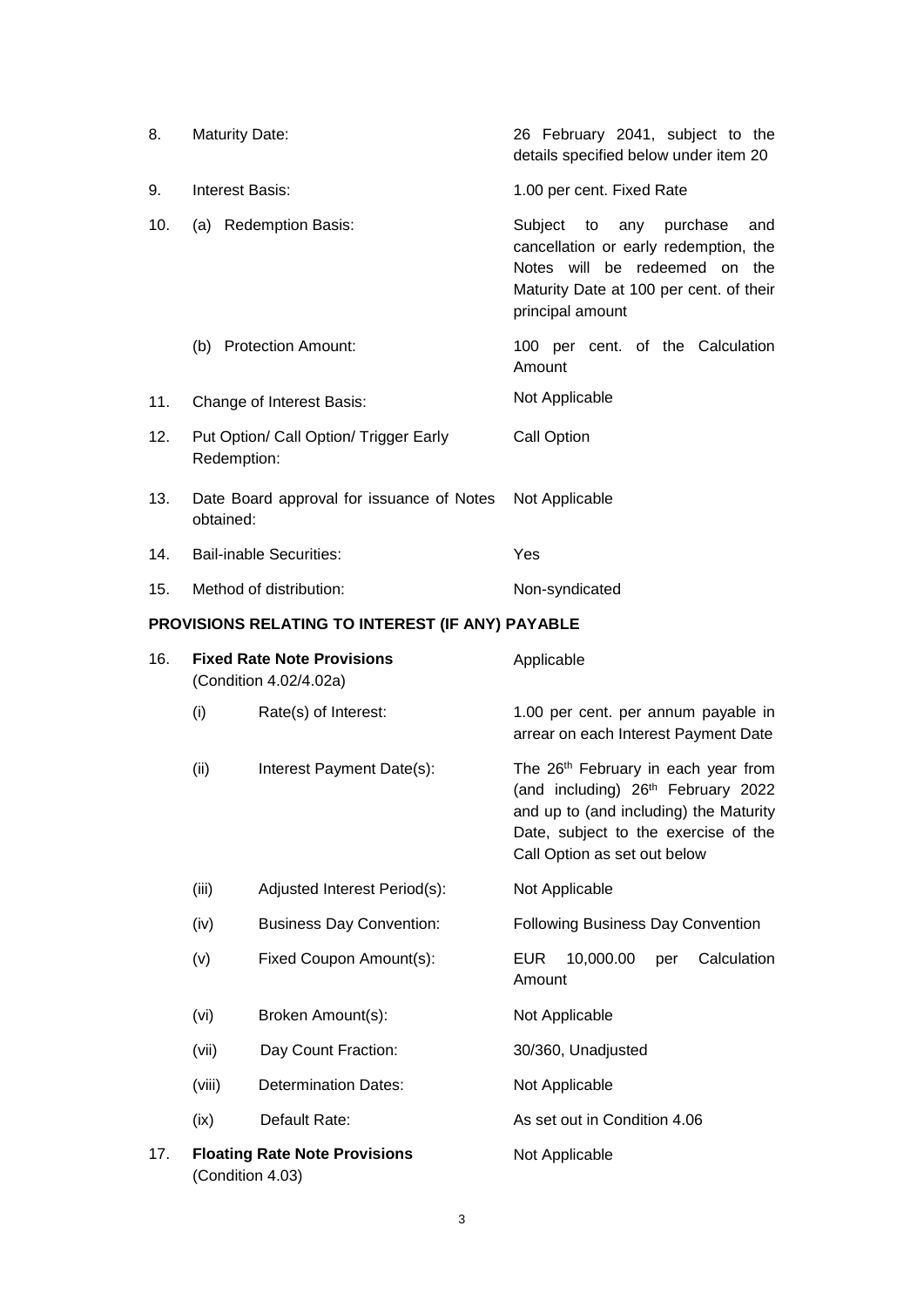| | | |
|---|---|---|
| 8. | Maturity Date: | 26 February 2041, subject to the details specified below under item 20 |
| 9. | Interest Basis: | 1.00 per cent. Fixed Rate |
| 10. | (a) Redemption Basis: | Subject to any purchase and cancellation or early redemption, the Notes will be redeemed on the Maturity Date at 100 per cent. of their principal amount |
| | (b) Protection Amount: | 100 per cent. of the Calculation Amount |
| 11. | Change of Interest Basis: | Not Applicable |
| 12. | Put Option/ Call Option/ Trigger Early Redemption: | Call Option |
| 13. | Date Board approval for issuance of Notes obtained: | Not Applicable |
| 14. | Bail-inable Securities: | Yes |
| 15. | Method of distribution: | Non-syndicated |

**PROVISIONS RELATING TO INTEREST (IF ANY) PAYABLE**

| | | | |
|---|---|---|---|
| 16. | **Fixed Rate Note Provisions** (Condition 4.02/4.02a) | | Applicable |
| | (i) | Rate(s) of Interest: | 1.00 per cent. per annum payable in arrear on each Interest Payment Date |
| | (ii) | Interest Payment Date(s): | The 26th February in each year from (and including) 26th February 2022 and up to (and including) the Maturity Date, subject to the exercise of the Call Option as set out below |
| | (iii) | Adjusted Interest Period(s): | Not Applicable |
| | (iv) | Business Day Convention: | Following Business Day Convention |
| | (v) | Fixed Coupon Amount(s): | EUR 10,000.00 per Calculation Amount |
| | (vi) | Broken Amount(s): | Not Applicable |
| | (vii) | Day Count Fraction: | 30/360, Unadjusted |
| | (viii) | Determination Dates: | Not Applicable |
| | (ix) | Default Rate: | As set out in Condition 4.06 |
| 17. | **Floating Rate Note Provisions** (Condition 4.03) | | Not Applicable |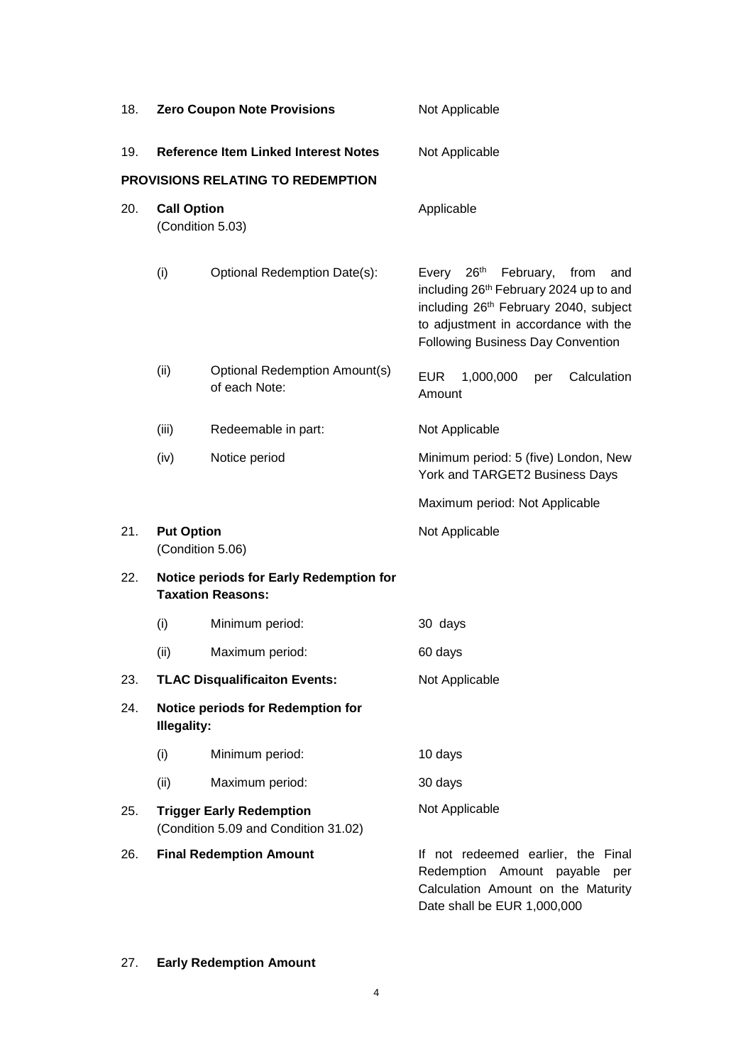| | | | |
|---|---|---|---|
| 18. | **Zero Coupon Note Provisions** | | Not Applicable |
| 19. | **Reference Item Linked Interest Notes** | | Not Applicable |

**PROVISIONS RELATING TO REDEMPTION**

| | | | |
|---|---|---|---|
| 20. | **Call Option** (Condition 5.03) | | Applicable |
| | (i) | Optional Redemption Date(s): | Every 26th February, from and including 26th February 2024 up to and including 26th February 2040, subject to adjustment in accordance with the Following Business Day Convention |
| | (ii) | Optional Redemption Amount(s) of each Note: | EUR 1,000,000 per Calculation Amount |
| | (iii) | Redeemable in part: | Not Applicable |
| | (iv) | Notice period | Minimum period: 5 (five) London, New York and TARGET2 Business Days<br><br>Maximum period: Not Applicable |
| 21. | **Put Option** (Condition 5.06) | | Not Applicable |
| 22. | **Notice periods for Early Redemption for Taxation Reasons:** | | |
| | (i) | Minimum period: | 30 days |
| | (ii) | Maximum period: | 60 days |
| 23. | **TLAC Disqualificaiton Events:** | | Not Applicable |
| 24. | **Notice periods for Redemption for Illegality:** | | |
| | (i) | Minimum period: | 10 days |
| | (ii) | Maximum period: | 30 days |
| 25. | **Trigger Early Redemption** (Condition 5.09 and Condition 31.02) | | Not Applicable |
| 26. | **Final Redemption Amount** | | If not redeemed earlier, the Final Redemption Amount payable per Calculation Amount on the Maturity Date shall be EUR 1,000,000 |
| 27. | **Early Redemption Amount** | | |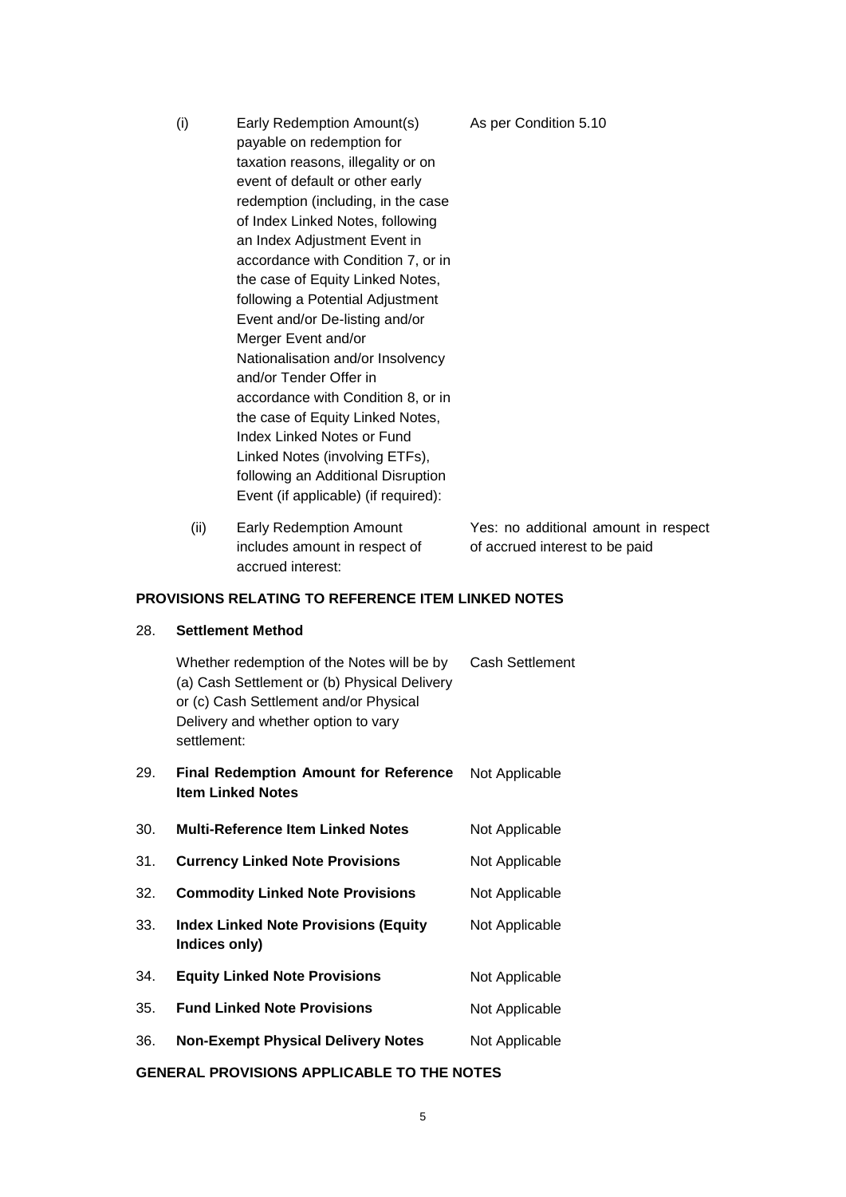| | | |
|---|---|---|
| (i) | Early Redemption Amount(s) payable on redemption for taxation reasons, illegality or on event of default or other early redemption (including, in the case of Index Linked Notes, following an Index Adjustment Event in accordance with Condition 7, or in the case of Equity Linked Notes, following a Potential Adjustment Event and/or De-listing and/or Merger Event and/or Nationalisation and/or Insolvency and/or Tender Offer in accordance with Condition 8, or in the case of Equity Linked Notes, Index Linked Notes or Fund Linked Notes (involving ETFs), following an Additional Disruption Event (if applicable) (if required): | As per Condition 5.10 |
| (ii) | Early Redemption Amount includes amount in respect of accrued interest: | Yes: no additional amount in respect of accrued interest to be paid |

## PROVISIONS RELATING TO REFERENCE ITEM LINKED NOTES

| | | |
|---|---|---|
| 28. | **Settlement Method** | |
| | Whether redemption of the Notes will be by (a) Cash Settlement or (b) Physical Delivery or (c) Cash Settlement and/or Physical Delivery and whether option to vary settlement: | Cash Settlement |
| 29. | **Final Redemption Amount for Reference Item Linked Notes** | Not Applicable |
| 30. | **Multi-Reference Item Linked Notes** | Not Applicable |
| 31. | **Currency Linked Note Provisions** | Not Applicable |
| 32. | **Commodity Linked Note Provisions** | Not Applicable |
| 33. | **Index Linked Note Provisions (Equity Indices only)** | Not Applicable |
| 34. | **Equity Linked Note Provisions** | Not Applicable |
| 35. | **Fund Linked Note Provisions** | Not Applicable |
| 36. | **Non-Exempt Physical Delivery Notes** | Not Applicable |

## GENERAL PROVISIONS APPLICABLE TO THE NOTES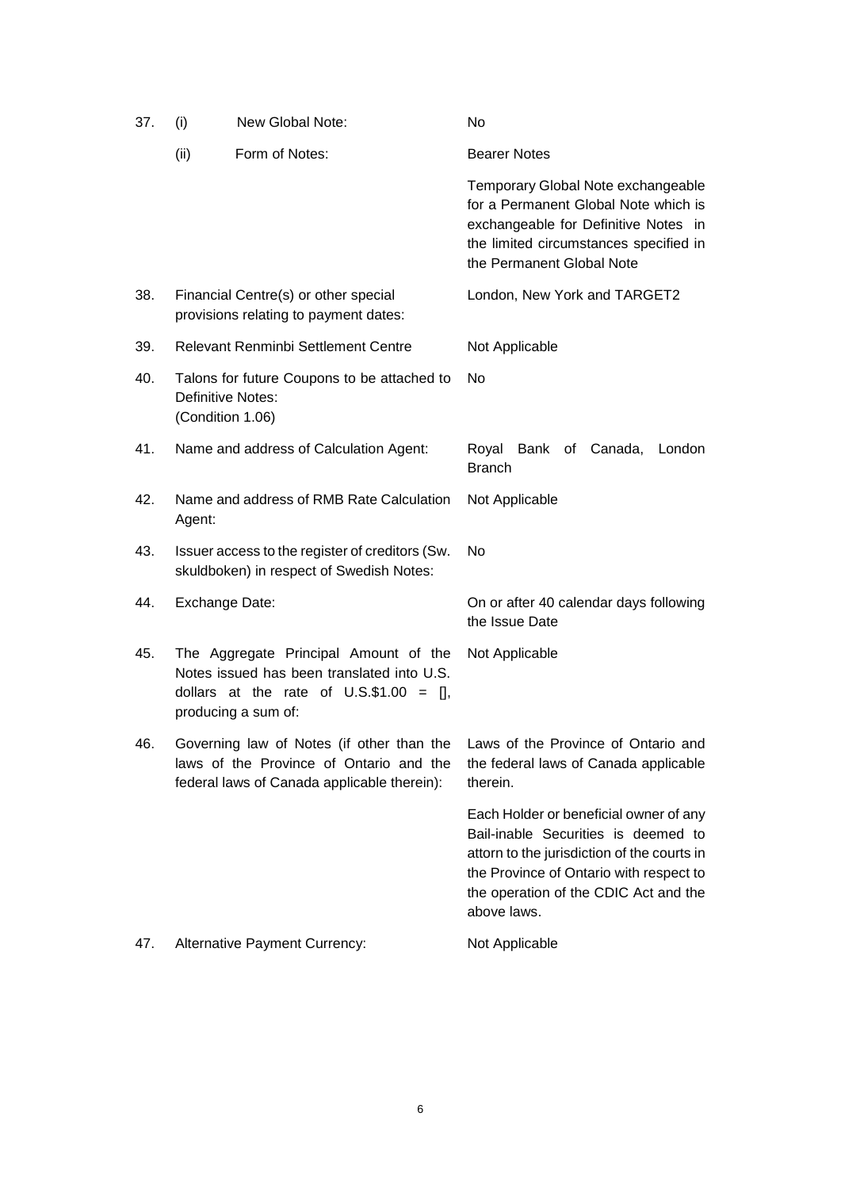| | | |
|---|---|---|
| 37. | (i) New Global Note: | No |
| | (ii) Form of Notes: | Bearer Notes |
| | | Temporary Global Note exchangeable for a Permanent Global Note which is exchangeable for Definitive Notes in the limited circumstances specified in the Permanent Global Note |
| 38. | Financial Centre(s) or other special provisions relating to payment dates: | London, New York and TARGET2 |
| 39. | Relevant Renminbi Settlement Centre | Not Applicable |
| 40. | Talons for future Coupons to be attached to Definitive Notes: (Condition 1.06) | No |
| 41. | Name and address of Calculation Agent: | Royal Bank of Canada, London Branch |
| 42. | Name and address of RMB Rate Calculation Agent: | Not Applicable |
| 43. | Issuer access to the register of creditors (Sw. skuldboken) in respect of Swedish Notes: | No |
| 44. | Exchange Date: | On or after 40 calendar days following the Issue Date |
| 45. | The Aggregate Principal Amount of the Notes issued has been translated into U.S. dollars at the rate of U.S.$1.00 = [], producing a sum of: | Not Applicable |
| 46. | Governing law of Notes (if other than the laws of the Province of Ontario and the federal laws of Canada applicable therein): | Laws of the Province of Ontario and the federal laws of Canada applicable therein. |
| | | Each Holder or beneficial owner of any Bail-inable Securities is deemed to attorn to the jurisdiction of the courts in the Province of Ontario with respect to the operation of the CDIC Act and the above laws. |
| 47. | Alternative Payment Currency: | Not Applicable |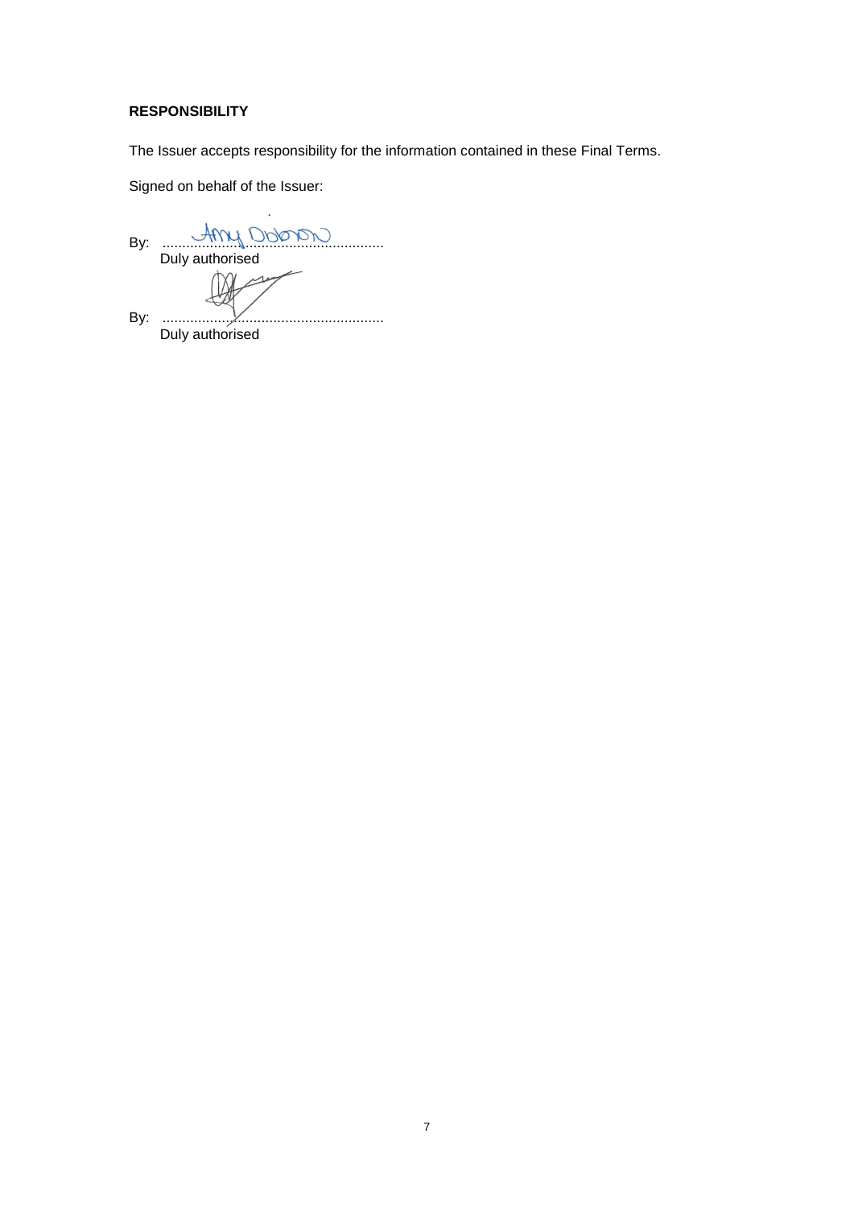**RESPONSIBILITY**

The Issuer accepts responsibility for the information contained in these Final Terms.

Signed on behalf of the Issuer:

By: ...........................................................
Duly authorised

By: ...........................................................
Duly authorised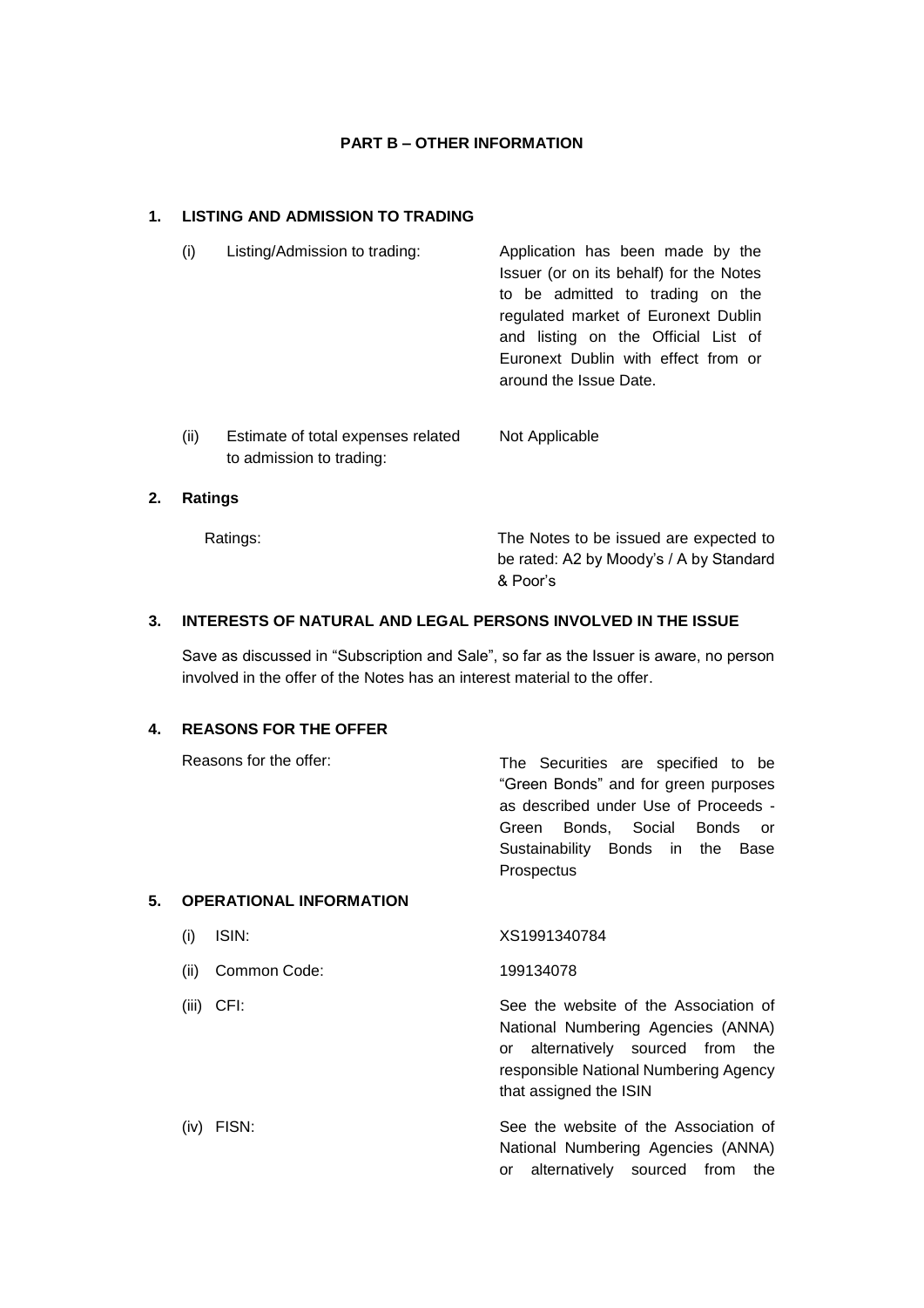## PART B – OTHER INFORMATION

**1. LISTING AND ADMISSION TO TRADING**

| | | |
|---|---|---|
| (i) | Listing/Admission to trading: | Application has been made by the Issuer (or on its behalf) for the Notes to be admitted to trading on the regulated market of Euronext Dublin and listing on the Official List of Euronext Dublin with effect from or around the Issue Date. |
| (ii) | Estimate of total expenses related to admission to trading: | Not Applicable |

**2. Ratings**

| | |
|---|---|
| Ratings: | The Notes to be issued are expected to be rated: A2 by Moody's / A by Standard & Poor's |

**3. INTERESTS OF NATURAL AND LEGAL PERSONS INVOLVED IN THE ISSUE**

Save as discussed in "Subscription and Sale", so far as the Issuer is aware, no person involved in the offer of the Notes has an interest material to the offer.

**4. REASONS FOR THE OFFER**

| | |
|---|---|
| Reasons for the offer: | The Securities are specified to be "Green Bonds" and for green purposes as described under Use of Proceeds - Green Bonds, Social Bonds or Sustainability Bonds in the Base Prospectus |

**5. OPERATIONAL INFORMATION**

| | | |
|---|---|---|
| (i) | ISIN: | XS1991340784 |
| (ii) | Common Code: | 199134078 |
| (iii) | CFI: | See the website of the Association of National Numbering Agencies (ANNA) or alternatively sourced from the responsible National Numbering Agency that assigned the ISIN |
| (iv) | FISN: | See the website of the Association of National Numbering Agencies (ANNA) or alternatively sourced from the |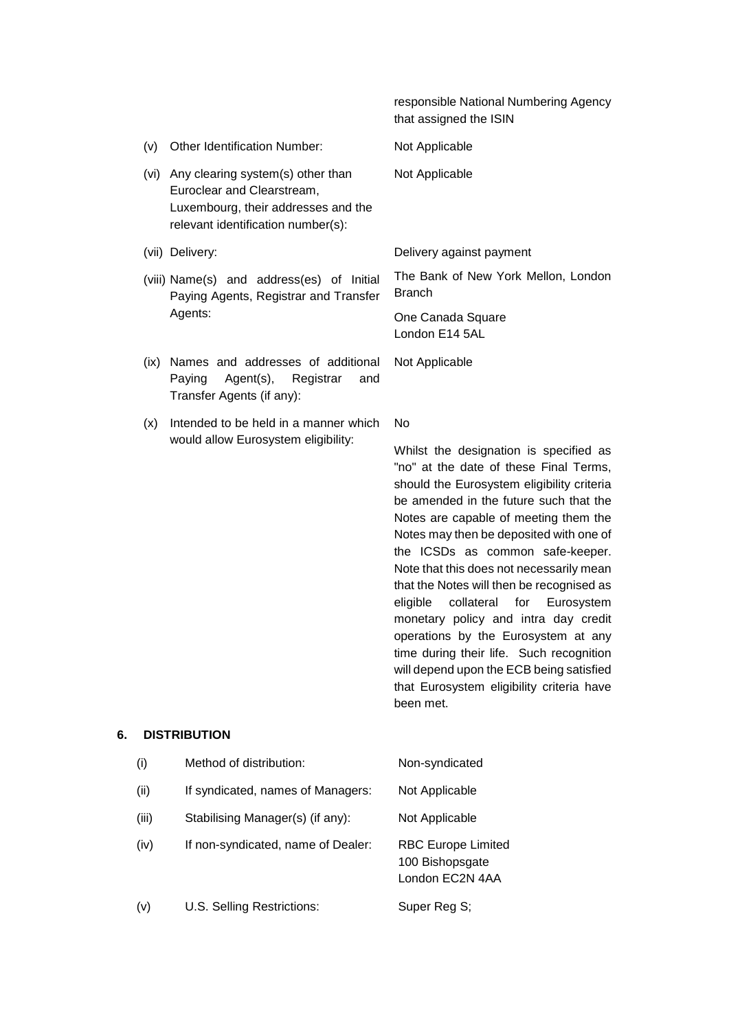| | | |
|---|---|---|
| | | responsible National Numbering Agency that assigned the ISIN |
| (v) | Other Identification Number: | Not Applicable |
| (vi) | Any clearing system(s) other than Euroclear and Clearstream, Luxembourg, their addresses and the relevant identification number(s): | Not Applicable |
| (vii) | Delivery: | Delivery against payment |
| (viii) | Name(s) and address(es) of Initial Paying Agents, Registrar and Transfer Agents: | The Bank of New York Mellon, London Branch<br><br>One Canada Square<br>London E14 5AL |
| (ix) | Names and addresses of additional Paying Agent(s), Registrar and Transfer Agents (if any): | Not Applicable |
| (x) | Intended to be held in a manner which would allow Eurosystem eligibility: | No<br><br>Whilst the designation is specified as "no" at the date of these Final Terms, should the Eurosystem eligibility criteria be amended in the future such that the Notes are capable of meeting them the Notes may then be deposited with one of the ICSDs as common safe-keeper. Note that this does not necessarily mean that the Notes will then be recognised as eligible collateral for Eurosystem monetary policy and intra day credit operations by the Eurosystem at any time during their life. Such recognition will depend upon the ECB being satisfied that Eurosystem eligibility criteria have been met. |

## 6. DISTRIBUTION

| | | |
|---|---|---|
| (i) | Method of distribution: | Non-syndicated |
| (ii) | If syndicated, names of Managers: | Not Applicable |
| (iii) | Stabilising Manager(s) (if any): | Not Applicable |
| (iv) | If non-syndicated, name of Dealer: | RBC Europe Limited<br>100 Bishopsgate<br>London EC2N 4AA |
| (v) | U.S. Selling Restrictions: | Super Reg S; |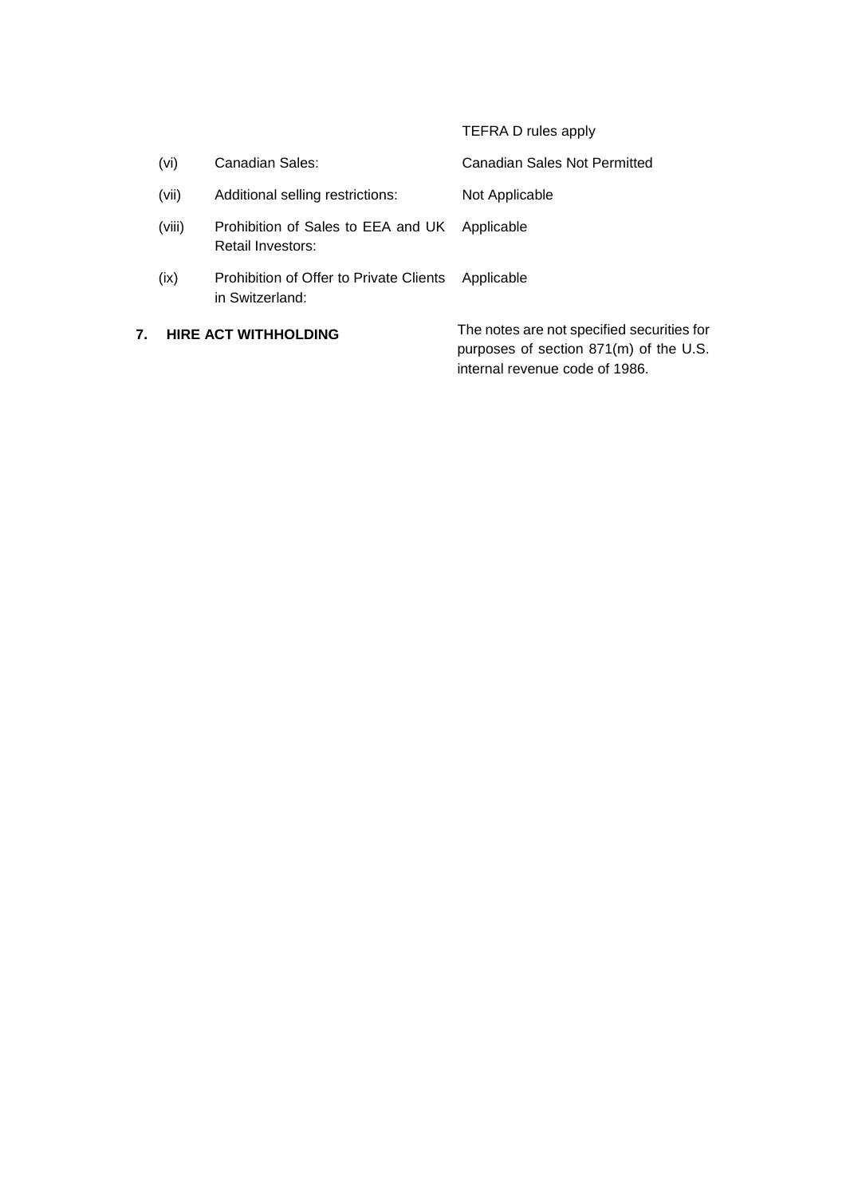| | | |
|---|---|---|
| | | TEFRA D rules apply |
| (vi) | Canadian Sales: | Canadian Sales Not Permitted |
| (vii) | Additional selling restrictions: | Not Applicable |
| (viii) | Prohibition of Sales to EEA and UK Retail Investors: | Applicable |
| (ix) | Prohibition of Offer to Private Clients in Switzerland: | Applicable |

| | |
|---|---|
| **7. HIRE ACT WITHHOLDING** | The notes are not specified securities for purposes of section 871(m) of the U.S. internal revenue code of 1986. |